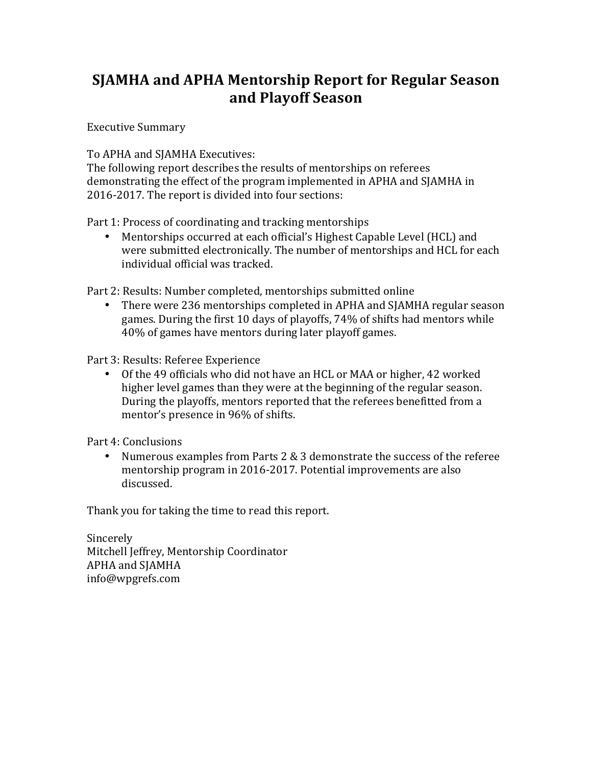# SJAMHA and APHA Mentorship Report for Regular Season and Playoff Season

Executive Summary

To APHA and SJAMHA Executives:
The following report describes the results of mentorships on referees demonstrating the effect of the program implemented in APHA and SJAMHA in 2016-2017. The report is divided into four sections:

Part 1: Process of coordinating and tracking mentorships

- Mentorships occurred at each official's Highest Capable Level (HCL) and were submitted electronically. The number of mentorships and HCL for each individual official was tracked.

Part 2: Results: Number completed, mentorships submitted online

- There were 236 mentorships completed in APHA and SJAMHA regular season games. During the first 10 days of playoffs, 74% of shifts had mentors while 40% of games have mentors during later playoff games.

Part 3: Results: Referee Experience

- Of the 49 officials who did not have an HCL or MAA or higher, 42 worked higher level games than they were at the beginning of the regular season. During the playoffs, mentors reported that the referees benefitted from a mentor's presence in 96% of shifts.

Part 4: Conclusions

- Numerous examples from Parts 2 & 3 demonstrate the success of the referee mentorship program in 2016-2017. Potential improvements are also discussed.

Thank you for taking the time to read this report.

Sincerely
Mitchell Jeffrey, Mentorship Coordinator
APHA and SJAMHA
info@wpgrefs.com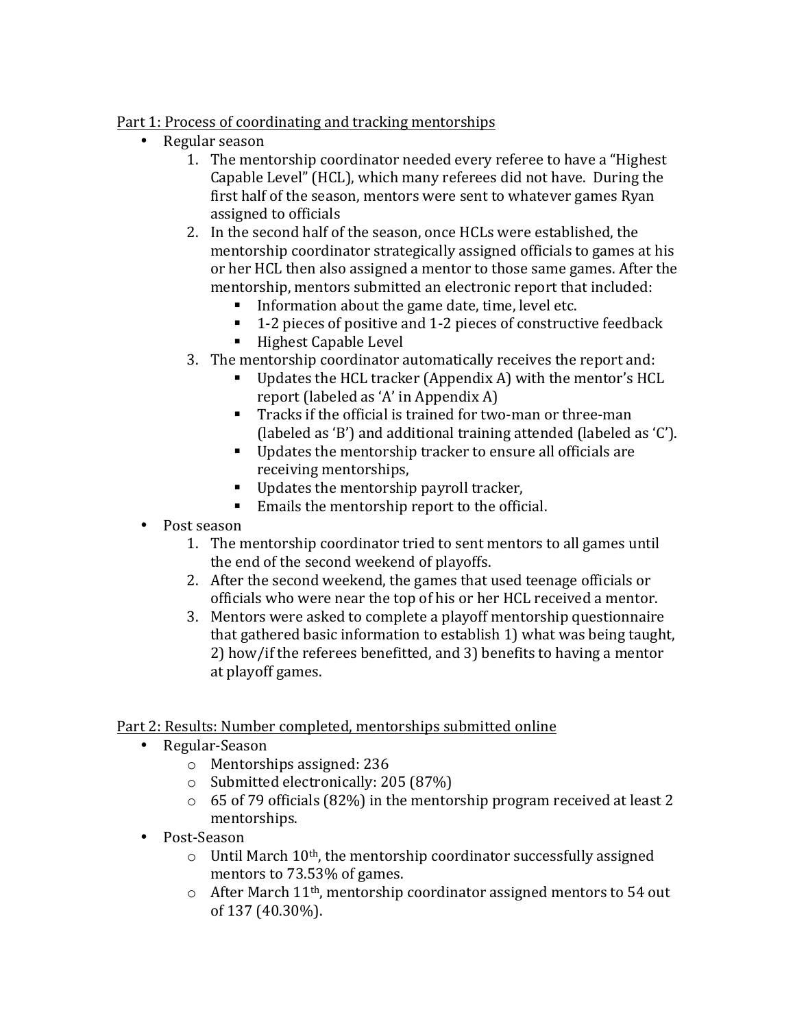Part 1: Process of coordinating and tracking mentorships

- Regular season
    1. The mentorship coordinator needed every referee to have a "Highest Capable Level" (HCL), which many referees did not have. During the first half of the season, mentors were sent to whatever games Ryan assigned to officials
    2. In the second half of the season, once HCLs were established, the mentorship coordinator strategically assigned officials to games at his or her HCL then also assigned a mentor to those same games. After the mentorship, mentors submitted an electronic report that included:
        - Information about the game date, time, level etc.
        - 1-2 pieces of positive and 1-2 pieces of constructive feedback
        - Highest Capable Level
    3. The mentorship coordinator automatically receives the report and:
        - Updates the HCL tracker (Appendix A) with the mentor's HCL report (labeled as 'A' in Appendix A)
        - Tracks if the official is trained for two-man or three-man (labeled as 'B') and additional training attended (labeled as 'C').
        - Updates the mentorship tracker to ensure all officials are receiving mentorships,
        - Updates the mentorship payroll tracker,
        - Emails the mentorship report to the official.
- Post season
    1. The mentorship coordinator tried to sent mentors to all games until the end of the second weekend of playoffs.
    2. After the second weekend, the games that used teenage officials or officials who were near the top of his or her HCL received a mentor.
    3. Mentors were asked to complete a playoff mentorship questionnaire that gathered basic information to establish 1) what was being taught, 2) how/if the referees benefitted, and 3) benefits to having a mentor at playoff games.

Part 2: Results: Number completed, mentorships submitted online

- Regular-Season
    - Mentorships assigned: 236
    - Submitted electronically: 205 (87%)
    - 65 of 79 officials (82%) in the mentorship program received at least 2 mentorships.
- Post-Season
    - Until March 10th, the mentorship coordinator successfully assigned mentors to 73.53% of games.
    - After March 11th, mentorship coordinator assigned mentors to 54 out of 137 (40.30%).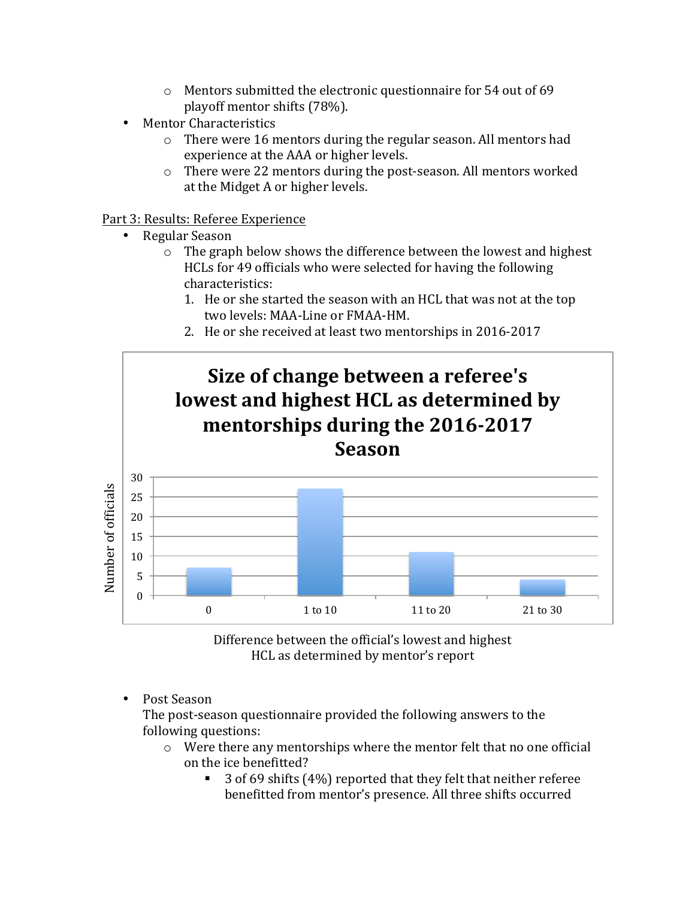- Mentors submitted the electronic questionnaire for 54 out of 69 playoff mentor shifts (78%).
- Mentor Characteristics
    - There were 16 mentors during the regular season. All mentors had experience at the AAA or higher levels.
    - There were 22 mentors during the post-season. All mentors worked at the Midget A or higher levels.

Part 3: Results: Referee Experience

- Regular Season
    - The graph below shows the difference between the lowest and highest HCLs for 49 officials who were selected for having the following characteristics:
        1. He or she started the season with an HCL that was not at the top two levels: MAA-Line or FMAA-HM.
        2. He or she received at least two mentorships in 2016-2017

**Size of change between a referee's lowest and highest HCL as determined by mentorships during the 2016-2017 Season**

| Difference between the official's lowest and highest HCL as determined by mentor's report | Number of officials |
| --- | --- |
| 0 | 7 |
| 1 to 10 | 27 |
| 11 to 20 | 11 |
| 21 to 30 | 4 |

Difference between the official's lowest and highest HCL as determined by mentor's report

- Post Season

  The post-season questionnaire provided the following answers to the following questions:
    - Were there any mentorships where the mentor felt that no one official on the ice benefitted?
        - 3 of 69 shifts (4%) reported that they felt that neither referee benefitted from mentor's presence. All three shifts occurred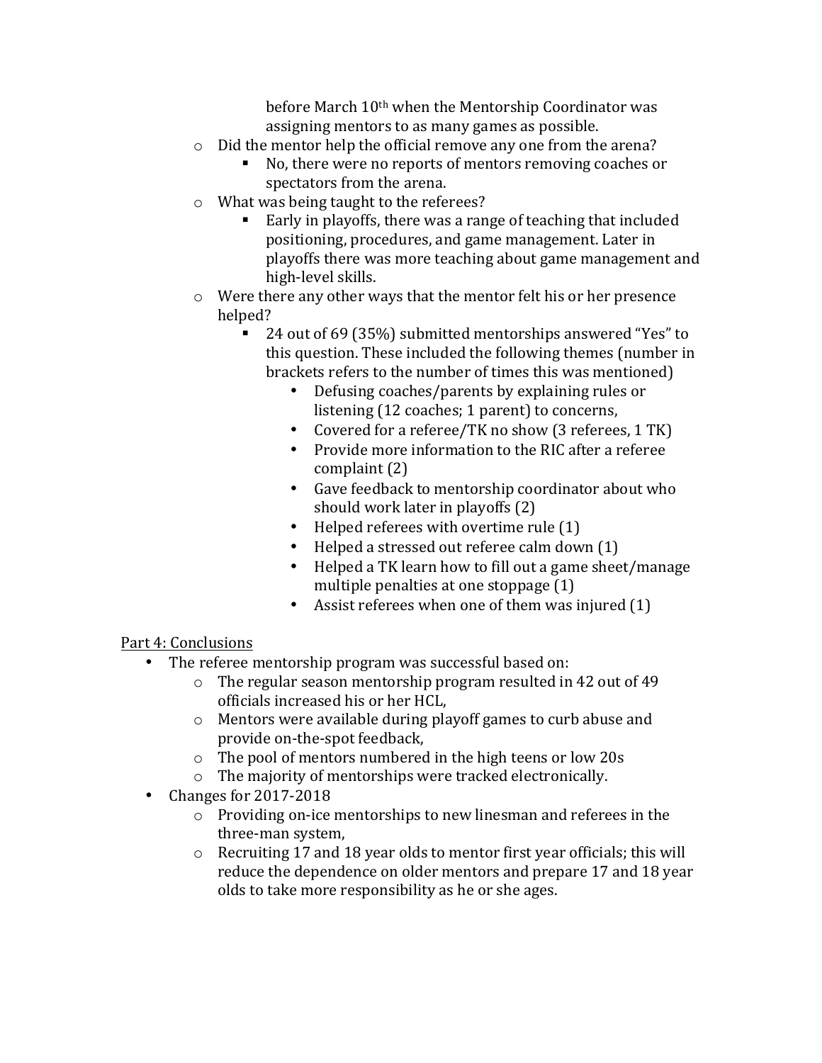before March 10th when the Mentorship Coordinator was assigning mentors to as many games as possible.

- Did the mentor help the official remove any one from the arena?
  - No, there were no reports of mentors removing coaches or spectators from the arena.
- What was being taught to the referees?
  - Early in playoffs, there was a range of teaching that included positioning, procedures, and game management. Later in playoffs there was more teaching about game management and high-level skills.
- Were there any other ways that the mentor felt his or her presence helped?
  - 24 out of 69 (35%) submitted mentorships answered "Yes" to this question. These included the following themes (number in brackets refers to the number of times this was mentioned)
    - Defusing coaches/parents by explaining rules or listening (12 coaches; 1 parent) to concerns,
    - Covered for a referee/TK no show (3 referees, 1 TK)
    - Provide more information to the RIC after a referee complaint (2)
    - Gave feedback to mentorship coordinator about who should work later in playoffs (2)
    - Helped referees with overtime rule (1)
    - Helped a stressed out referee calm down (1)
    - Helped a TK learn how to fill out a game sheet/manage multiple penalties at one stoppage (1)
    - Assist referees when one of them was injured (1)

## Part 4: Conclusions

- The referee mentorship program was successful based on:
  - The regular season mentorship program resulted in 42 out of 49 officials increased his or her HCL,
  - Mentors were available during playoff games to curb abuse and provide on-the-spot feedback,
  - The pool of mentors numbered in the high teens or low 20s
  - The majority of mentorships were tracked electronically.
- Changes for 2017-2018
  - Providing on-ice mentorships to new linesman and referees in the three-man system,
  - Recruiting 17 and 18 year olds to mentor first year officials; this will reduce the dependence on older mentors and prepare 17 and 18 year olds to take more responsibility as he or she ages.